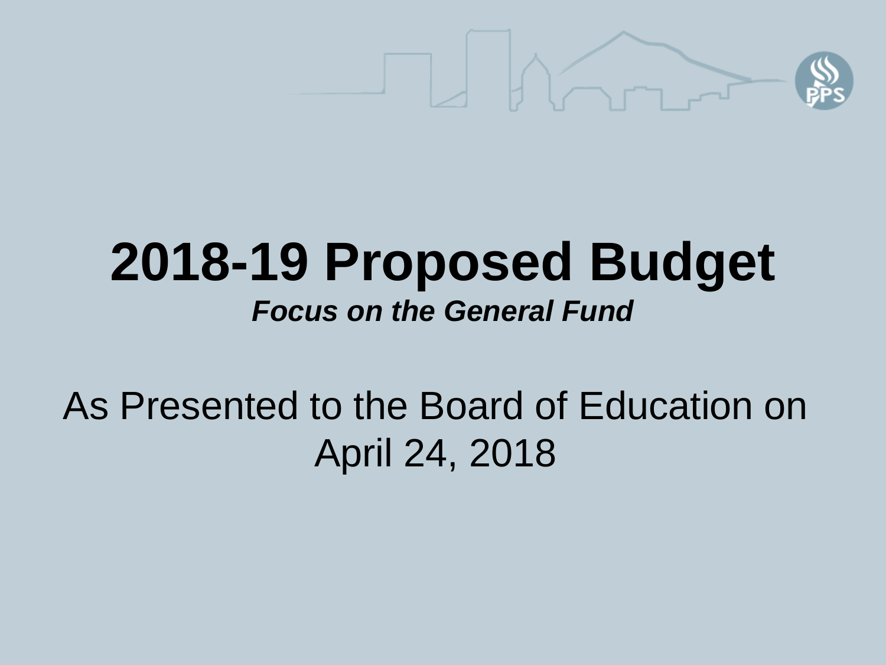# 2018-19 Proposed Budget

***Focus on the General Fund***

As Presented to the Board of Education on April 24, 2018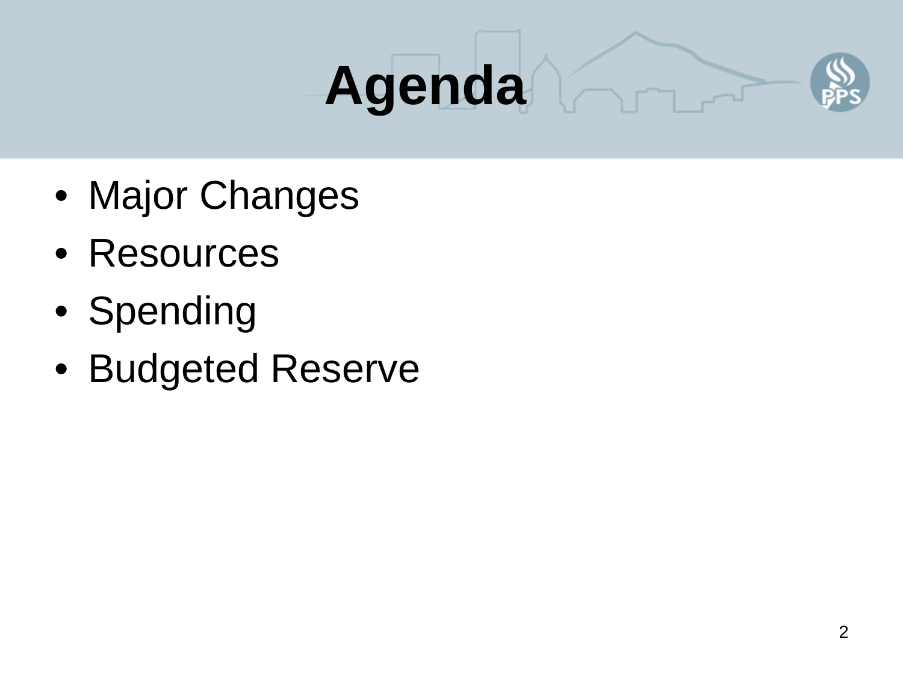# Agenda

- Major Changes
- Resources
- Spending
- Budgeted Reserve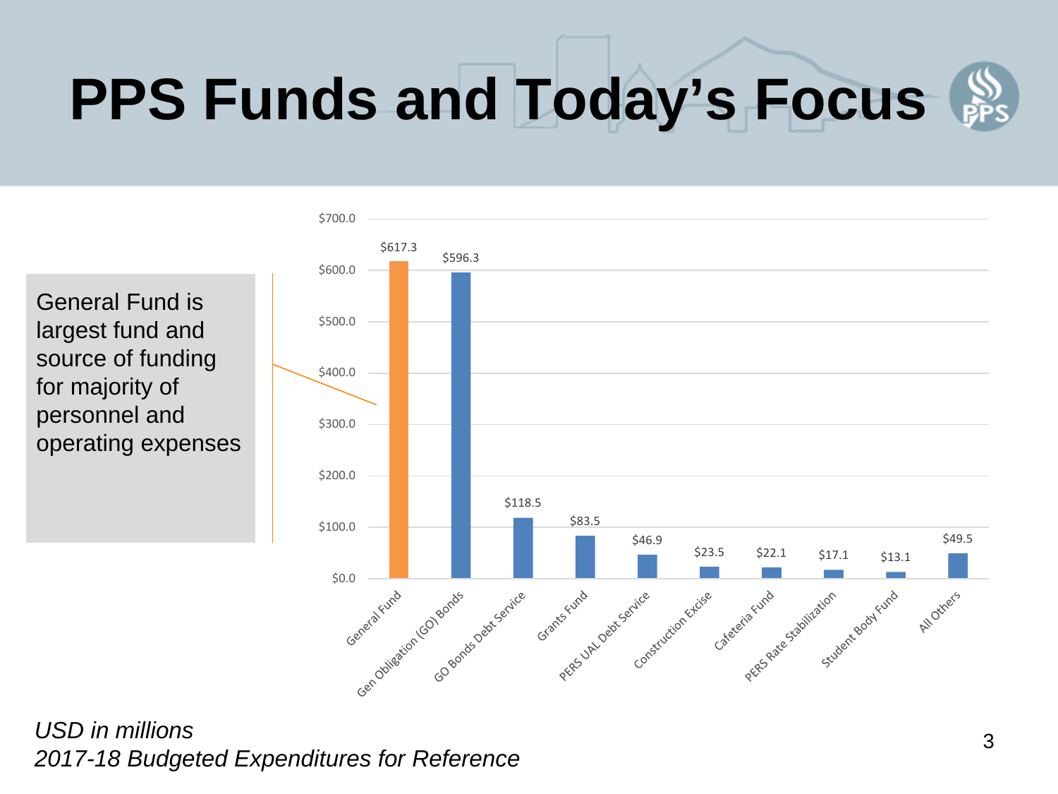# PPS Funds and Today's Focus

General Fund is largest fund and source of funding for majority of personnel and operating expenses

| Fund | Amount |
| --- | --- |
| General Fund | $617.3 |
| Gen Obligation (GO) Bonds | $596.3 |
| GO Bonds Debt Service | $118.5 |
| Grants Fund | $83.5 |
| PERS UAL Debt Service | $46.9 |
| Construction Excise | $23.5 |
| Cafeteria Fund | $22.1 |
| PERS Rate Stabilization | $17.1 |
| Student Body Fund | $13.1 |
| All Others | $49.5 |

*USD in millions*
*2017-18 Budgeted Expenditures for Reference*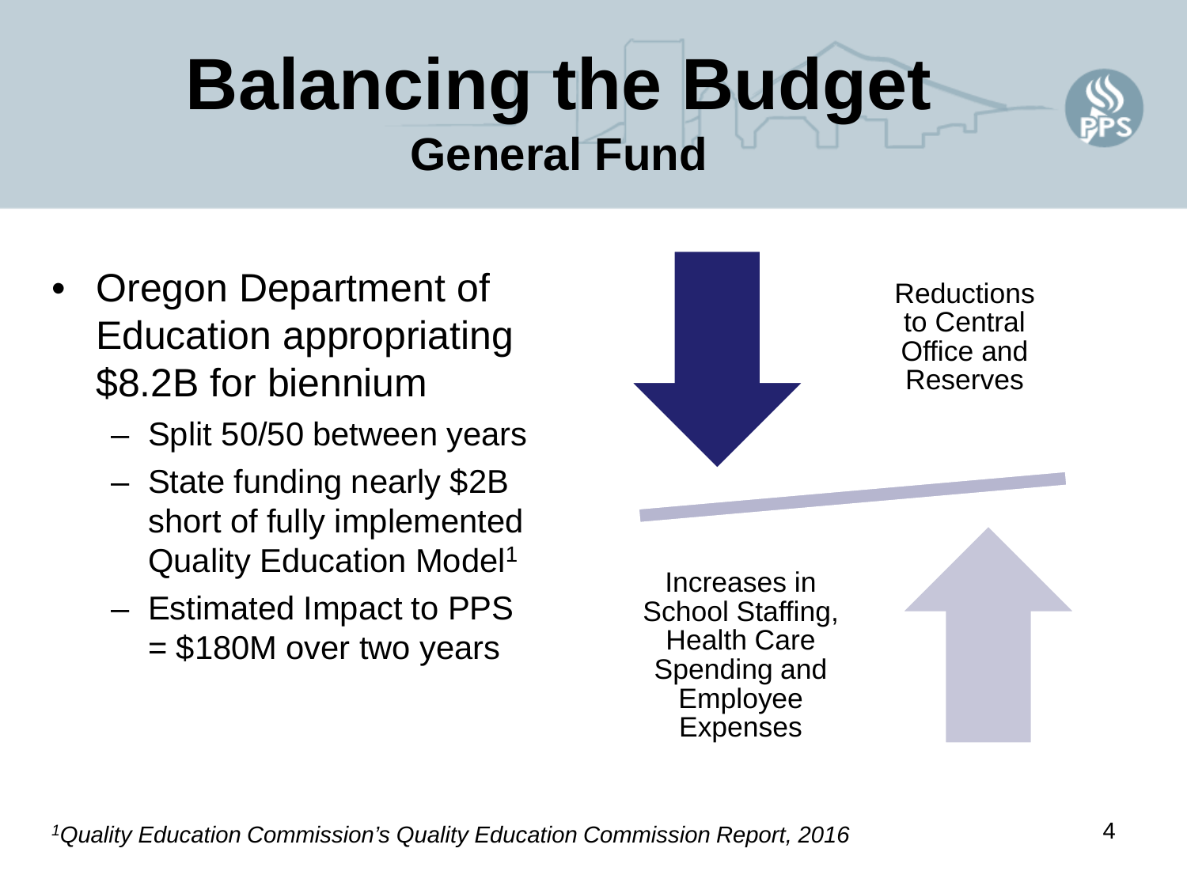# Balancing the Budget

## General Fund

- Oregon Department of Education appropriating $8.2B for biennium
  - Split 50/50 between years
  - State funding nearly $2B short of fully implemented Quality Education Model[1]
  - Estimated Impact to PPS = $180M over two years

Reductions to Central Office and Reserves

Increases in School Staffing, Health Care Spending and Employee Expenses

*[1]Quality Education Commission's Quality Education Commission Report, 2016*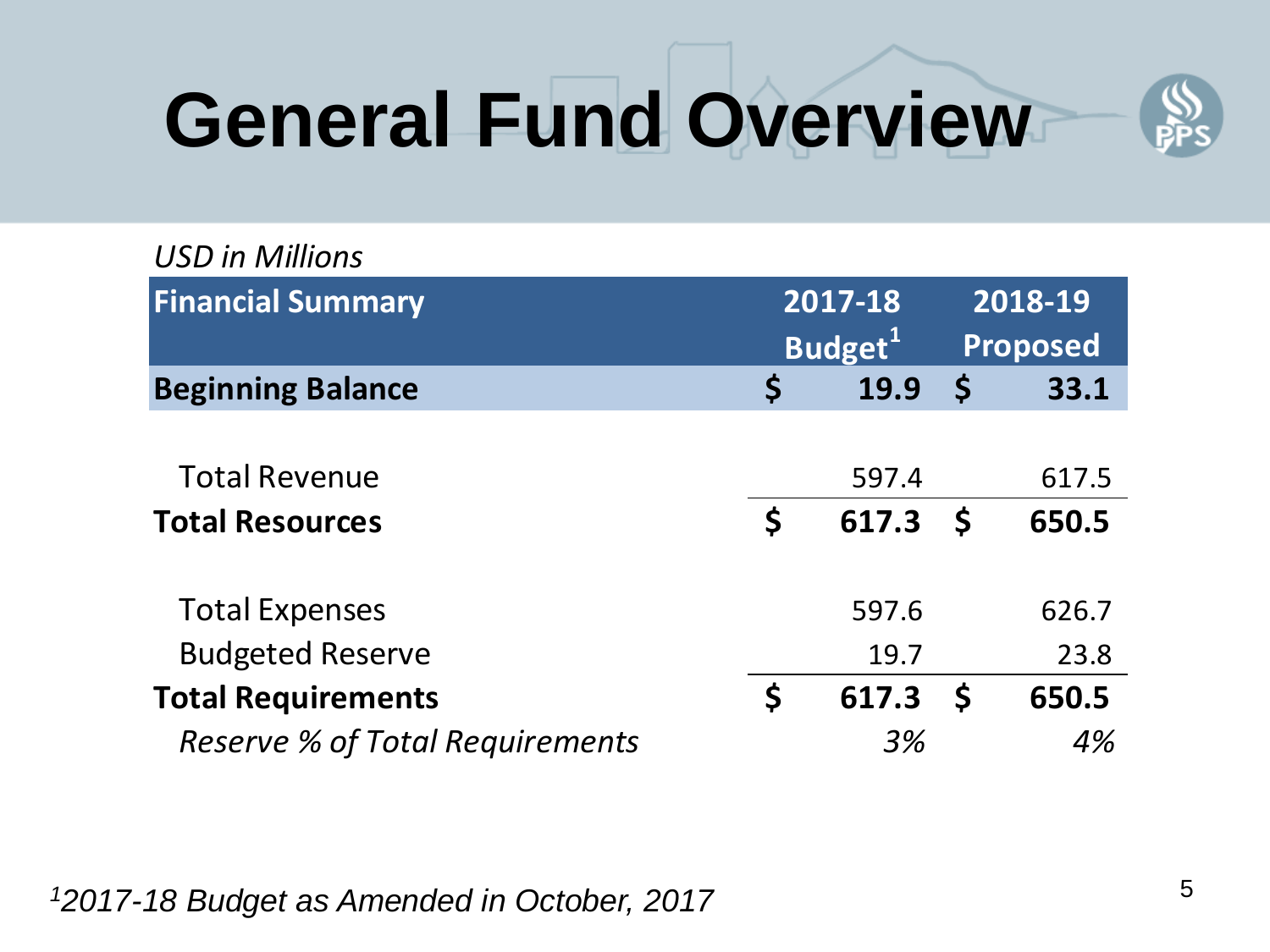# General Fund Overview

*USD in Millions*

| Financial Summary | 2017-18 Budget[1] | 2018-19 Proposed |
|---|---|---|
| **Beginning Balance** | **$ 19.9** | **$ 33.1** |
| Total Revenue | 597.4 | 617.5 |
| **Total Resources** | **$ 617.3** | **$ 650.5** |
| Total Expenses | 597.6 | 626.7 |
| Budgeted Reserve | 19.7 | 23.8 |
| **Total Requirements** | **$ 617.3** | **$ 650.5** |
| *Reserve % of Total Requirements* | *3%* | *4%* |

*[1]2017-18 Budget as Amended in October, 2017*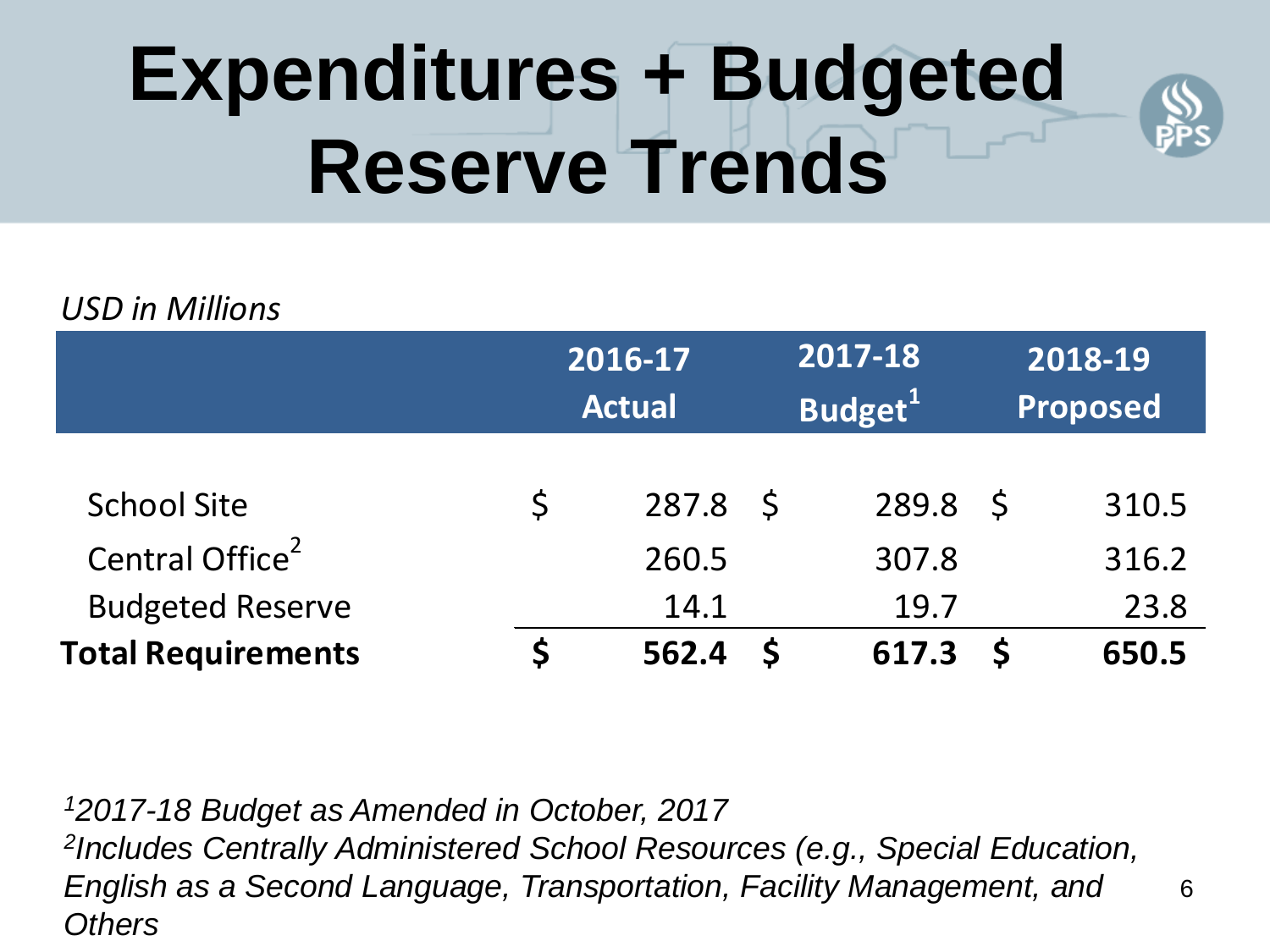# Expenditures + Budgeted Reserve Trends

*USD in Millions*

| | 2016-17 Actual | 2017-18 Budget[1] | 2018-19 Proposed |
|---|---|---|---|
| School Site | $ 287.8 | $ 289.8 | $ 310.5 |
| Central Office[2] | 260.5 | 307.8 | 316.2 |
| Budgeted Reserve | 14.1 | 19.7 | 23.8 |
| **Total Requirements** | **$ 562.4** | **$ 617.3** | **$ 650.5** |

*[1]2017-18 Budget as Amended in October, 2017*

*[2]Includes Centrally Administered School Resources (e.g., Special Education, English as a Second Language, Transportation, Facility Management, and Others*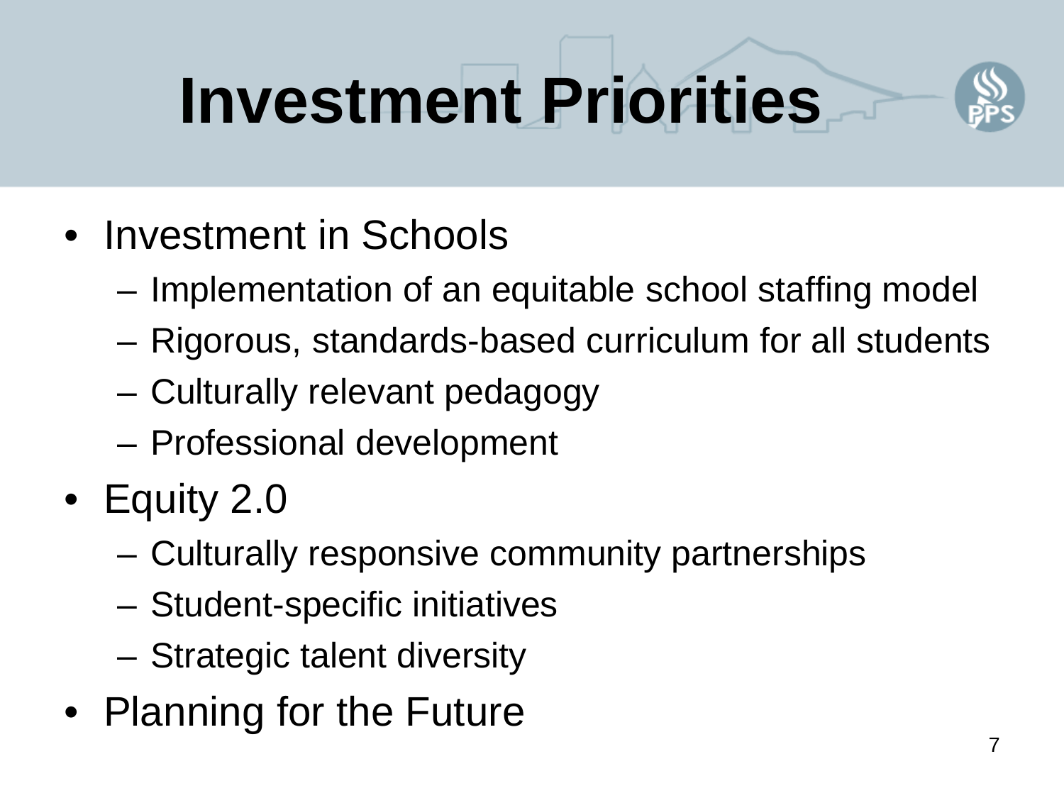# Investment Priorities

- Investment in Schools
  - Implementation of an equitable school staffing model
  - Rigorous, standards-based curriculum for all students
  - Culturally relevant pedagogy
  - Professional development
- Equity 2.0
  - Culturally responsive community partnerships
  - Student-specific initiatives
  - Strategic talent diversity
- Planning for the Future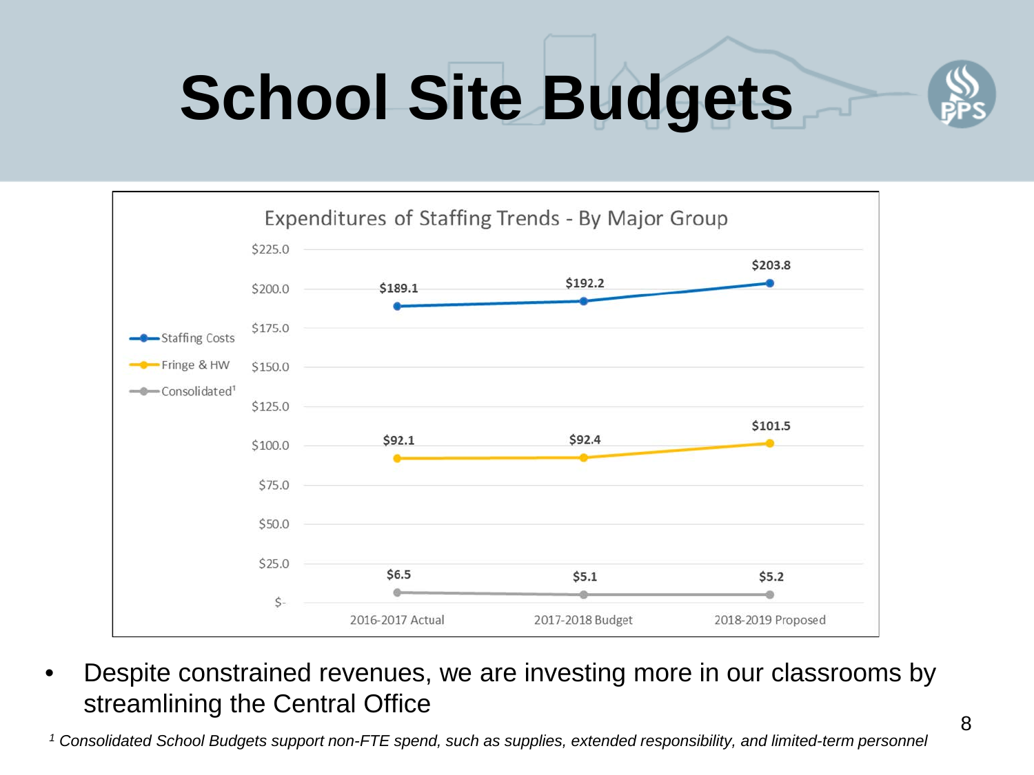# School Site Budgets

**Expenditures of Staffing Trends - By Major Group**

| | 2016-2017 Actual | 2017-2018 Budget | 2018-2019 Proposed |
|---|---|---|---|
| Staffing Costs | $189.1 | $192.2 | $203.8 |
| Fringe & HW | $92.1 | $92.4 | $101.5 |
| Consolidated[1] | $6.5 | $5.1 | $5.2 |

- Despite constrained revenues, we are investing more in our classrooms by streamlining the Central Office

*[1] Consolidated School Budgets support non-FTE spend, such as supplies, extended responsibility, and limited-term personnel*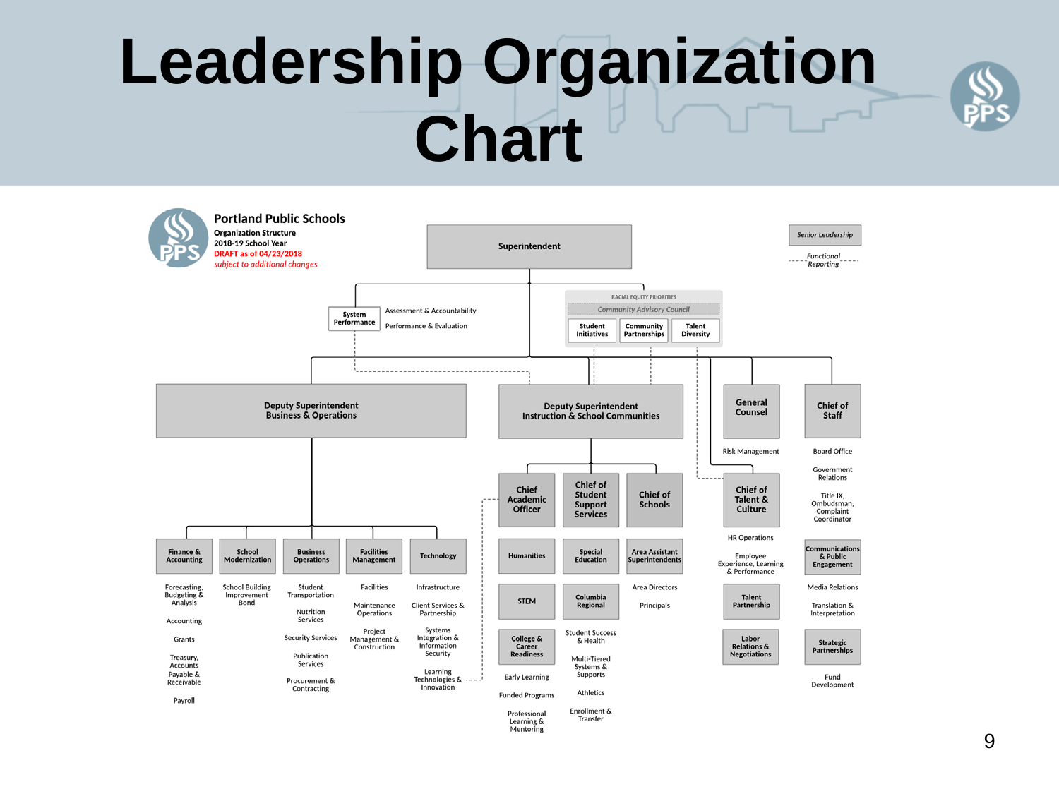# Leadership Organization Chart

**Portland Public Schools**

**Organization Structure**

**2018-19 School Year**

**DRAFT as of 04/23/2018**

*subject to additional changes*

*Senior Leadership*

*Functional Reporting*

**Superintendent**

- **System Performance**
  - Assessment & Accountability
  - Performance & Evaluation
- RACIAL EQUITY PRIORITIES
  - *Community Advisory Council*
  - Student Initiatives
  - Community Partnerships
  - Talent Diversity

**Deputy Superintendent Business & Operations**

- **Finance & Accounting**
  - Forecasting, Budgeting & Analysis
  - Accounting
  - Grants
  - Treasury, Accounts Payable & Receivable
  - Payroll
- **School Modernization**
  - School Building Improvement Bond
- **Business Operations**
  - Student Transportation
  - Nutrition Services
  - Security Services
  - Publication Services
  - Procurement & Contracting
- **Facilities Management**
  - Facilities
  - Maintenance Operations
  - Project Management & Construction
- **Technology**
  - Infrastructure
  - Client Services & Partnership
  - Systems Integration & Information Security
  - Learning Technologies & Innovation

**Deputy Superintendent Instruction & School Communities**

- **Chief Academic Officer**
  - Humanities
  - STEM
  - College & Career Readiness
  - Early Learning
  - Funded Programs
  - Professional Learning & Mentoring
- **Chief of Student Support Services**
  - Special Education
  - Columbia Regional
  - Student Success & Health
  - Multi-Tiered Systems & Supports
  - Athletics
  - Enrollment & Transfer
- **Chief of Schools**
  - Area Assistant Superintendents
  - Area Directors
  - Principals

**General Counsel**

- Risk Management

**Chief of Talent & Culture**

- HR Operations
- Employee Experience, Learning & Performance
- Talent Partnership
- Labor Relations & Negotiations

**Chief of Staff**

- Board Office
- Government Relations
- Title IX, Ombudsman, Complaint Coordinator
- **Communications & Public Engagement**
  - Media Relations
  - Translation & Interpretation
- **Strategic Partnerships**
  - Fund Development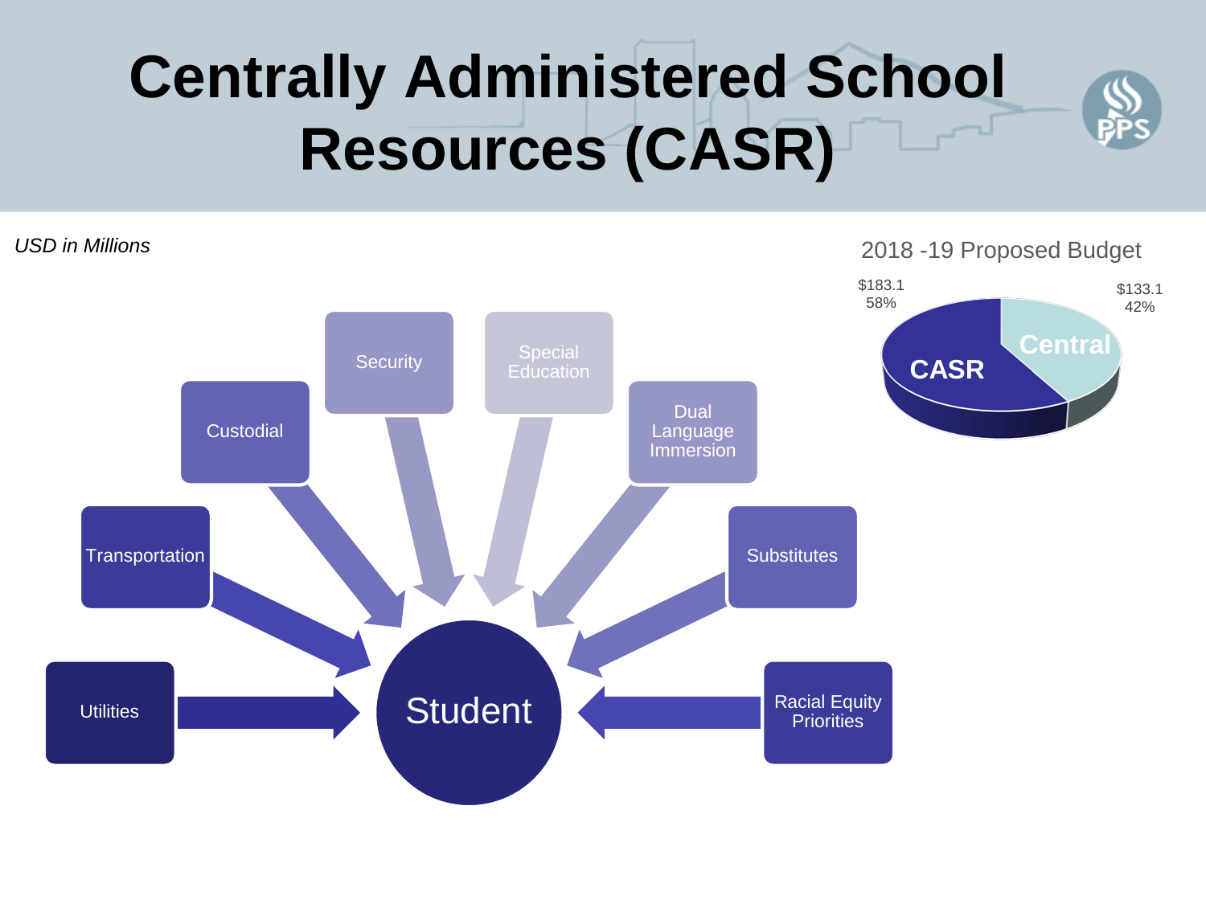# Centrally Administered School Resources (CASR)

*USD in Millions*

2018 -19 Proposed Budget

| | Amount | Share |
|---|---|---|
| CASR | $183.1 | 58% |
| Central | $133.1 | 42% |

- Utilities
- Transportation
- Custodial
- Security
- Special Education
- Dual Language Immersion
- Substitutes
- Racial Equity Priorities

Student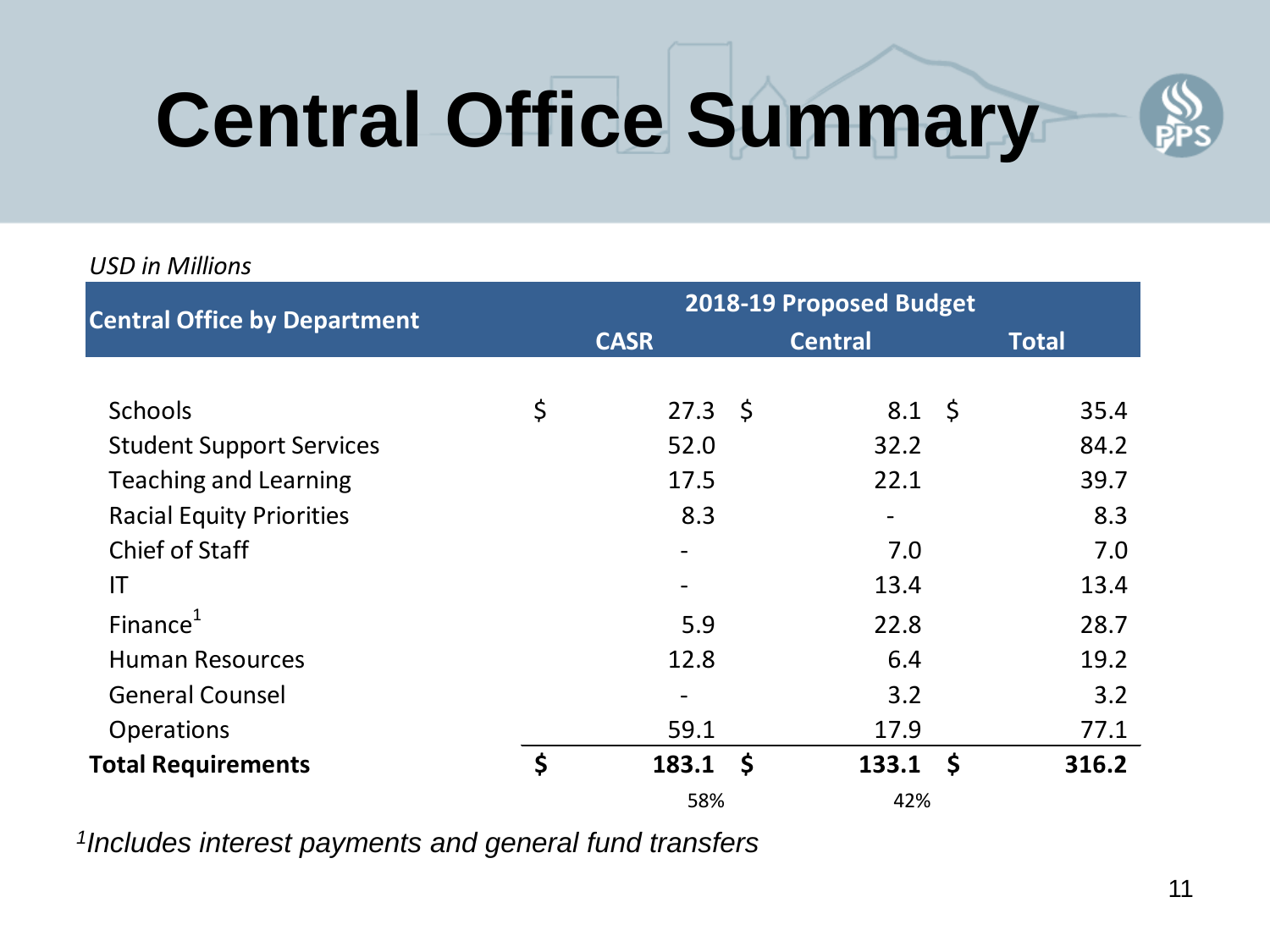# Central Office Summary

*USD in Millions*

| Central Office by Department | 2018-19 Proposed Budget | | |
|---|---|---|---|
| | CASR | Central | Total |
| Schools | $ 27.3 | $ 8.1 | $ 35.4 |
| Student Support Services | 52.0 | 32.2 | 84.2 |
| Teaching and Learning | 17.5 | 22.1 | 39.7 |
| Racial Equity Priorities | 8.3 | - | 8.3 |
| Chief of Staff | - | 7.0 | 7.0 |
| IT | - | 13.4 | 13.4 |
| Finance[1] | 5.9 | 22.8 | 28.7 |
| Human Resources | 12.8 | 6.4 | 19.2 |
| General Counsel | - | 3.2 | 3.2 |
| Operations | 59.1 | 17.9 | 77.1 |
| **Total Requirements** | **$ 183.1** | **$ 133.1** | **$ 316.2** |
| | 58% | 42% | |

[1]*Includes interest payments and general fund transfers*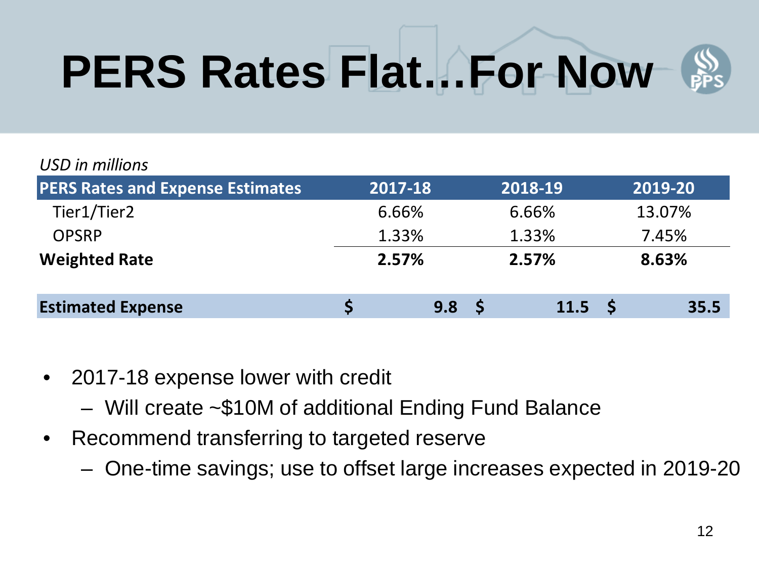# PERS Rates Flat…For Now

*USD in millions*

| PERS Rates and Expense Estimates | 2017-18 | 2018-19 | 2019-20 |
|---|---|---|---|
| Tier1/Tier2 | 6.66% | 6.66% | 13.07% |
| OPSRP | 1.33% | 1.33% | 7.45% |
| **Weighted Rate** | **2.57%** | **2.57%** | **8.63%** |
| **Estimated Expense** | **$ 9.8** | **$ 11.5** | **$ 35.5** |

- 2017-18 expense lower with credit
  - Will create ~$10M of additional Ending Fund Balance
- Recommend transferring to targeted reserve
  - One-time savings; use to offset large increases expected in 2019-20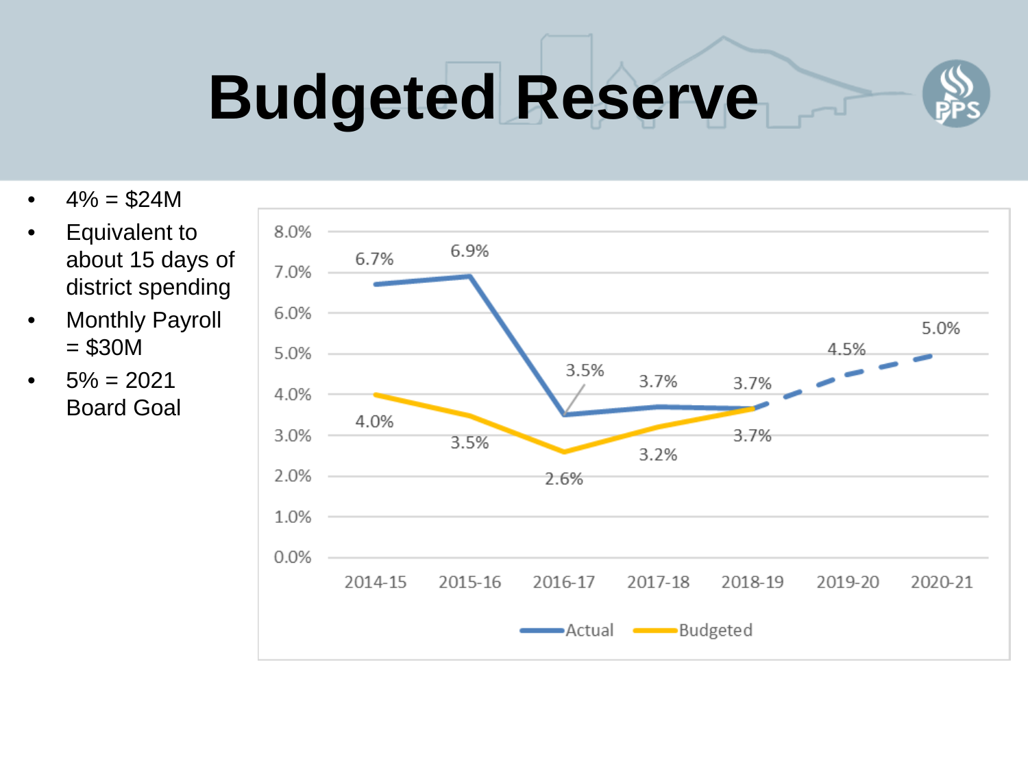# Budgeted Reserve

- 4% = $24M
- Equivalent to about 15 days of district spending
- Monthly Payroll = $30M
- 5% = 2021 Board Goal

| | 2014-15 | 2015-16 | 2016-17 | 2017-18 | 2018-19 | 2019-20 | 2020-21 |
|---|---|---|---|---|---|---|---|
| Actual | 6.7% | 6.9% | 3.5% | 3.7% | 3.7% | 4.5% | 5.0% |
| Budgeted | 4.0% | 3.5% | 2.6% | 3.2% | 3.7% | | |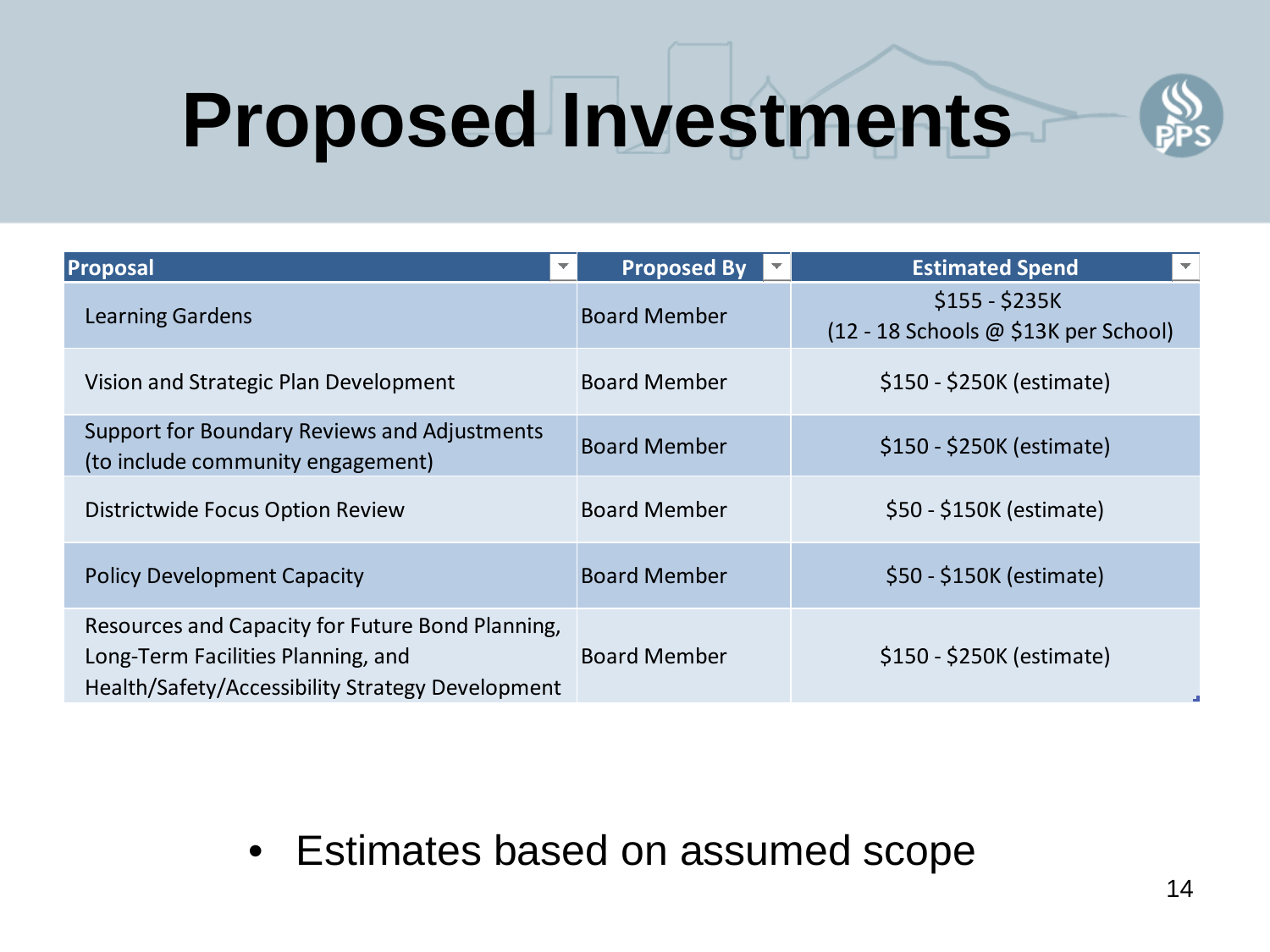# Proposed Investments

| Proposal | Proposed By | Estimated Spend |
| --- | --- | --- |
| Learning Gardens | Board Member | $155 - $235K (12 - 18 Schools @ $13K per School) |
| Vision and Strategic Plan Development | Board Member | $150 - $250K (estimate) |
| Support for Boundary Reviews and Adjustments (to include community engagement) | Board Member | $150 - $250K (estimate) |
| Districtwide Focus Option Review | Board Member | $50 - $150K (estimate) |
| Policy Development Capacity | Board Member | $50 - $150K (estimate) |
| Resources and Capacity for Future Bond Planning, Long-Term Facilities Planning, and Health/Safety/Accessibility Strategy Development | Board Member | $150 - $250K (estimate) |

- Estimates based on assumed scope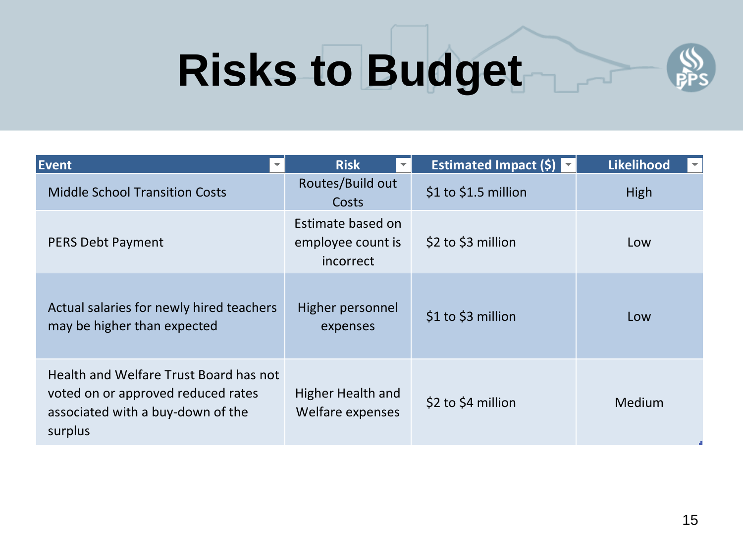# Risks to Budget

| Event | Risk | Estimated Impact ($) | Likelihood |
|---|---|---|---|
| Middle School Transition Costs | Routes/Build out Costs | $1 to $1.5 million | High |
| PERS Debt Payment | Estimate based on employee count is incorrect | $2 to $3 million | Low |
| Actual salaries for newly hired teachers may be higher than expected | Higher personnel expenses | $1 to $3 million | Low |
| Health and Welfare Trust Board has not voted on or approved reduced rates associated with a buy-down of the surplus | Higher Health and Welfare expenses | $2 to $4 million | Medium |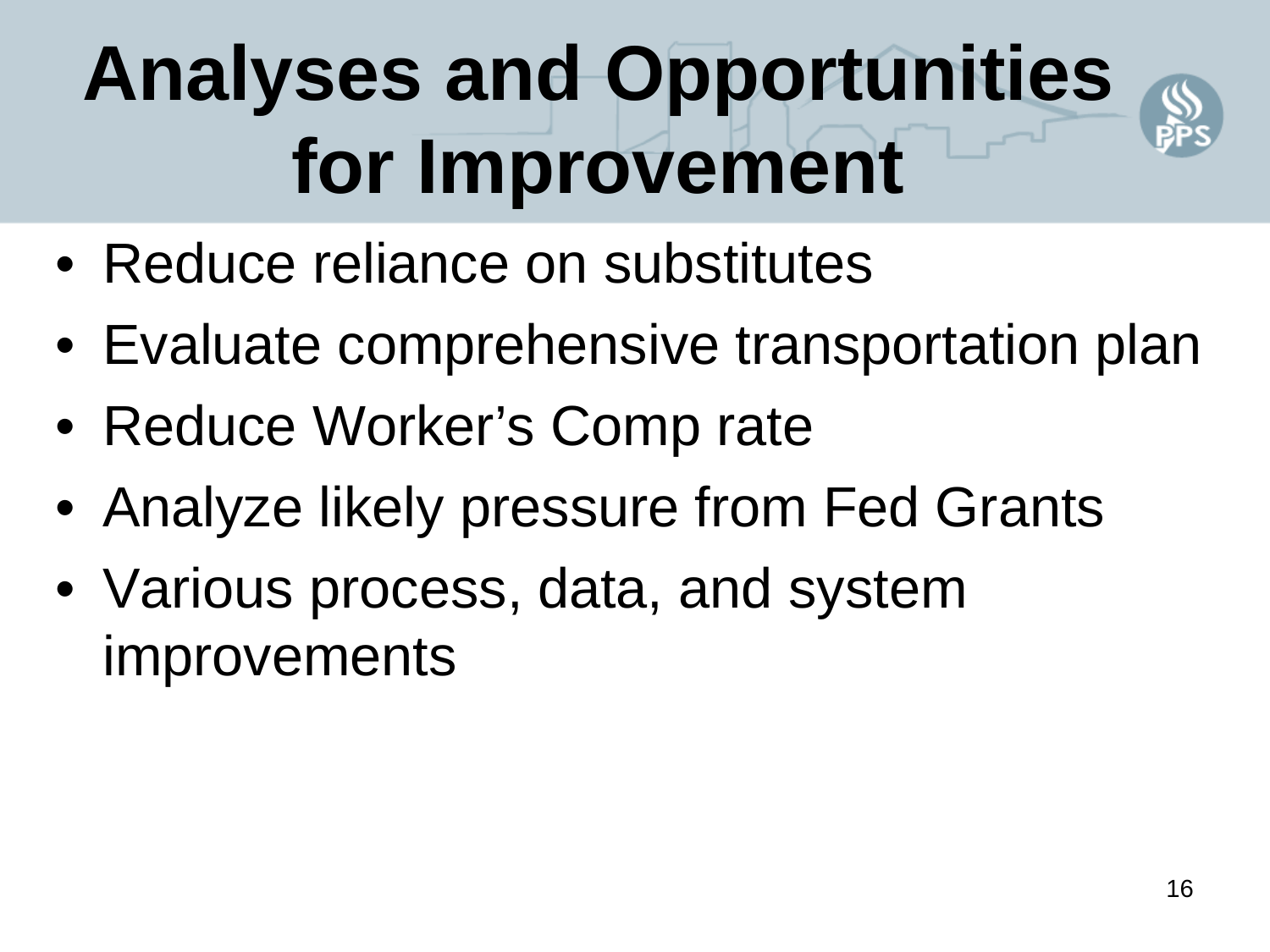# Analyses and Opportunities for Improvement

- Reduce reliance on substitutes
- Evaluate comprehensive transportation plan
- Reduce Worker's Comp rate
- Analyze likely pressure from Fed Grants
- Various process, data, and system improvements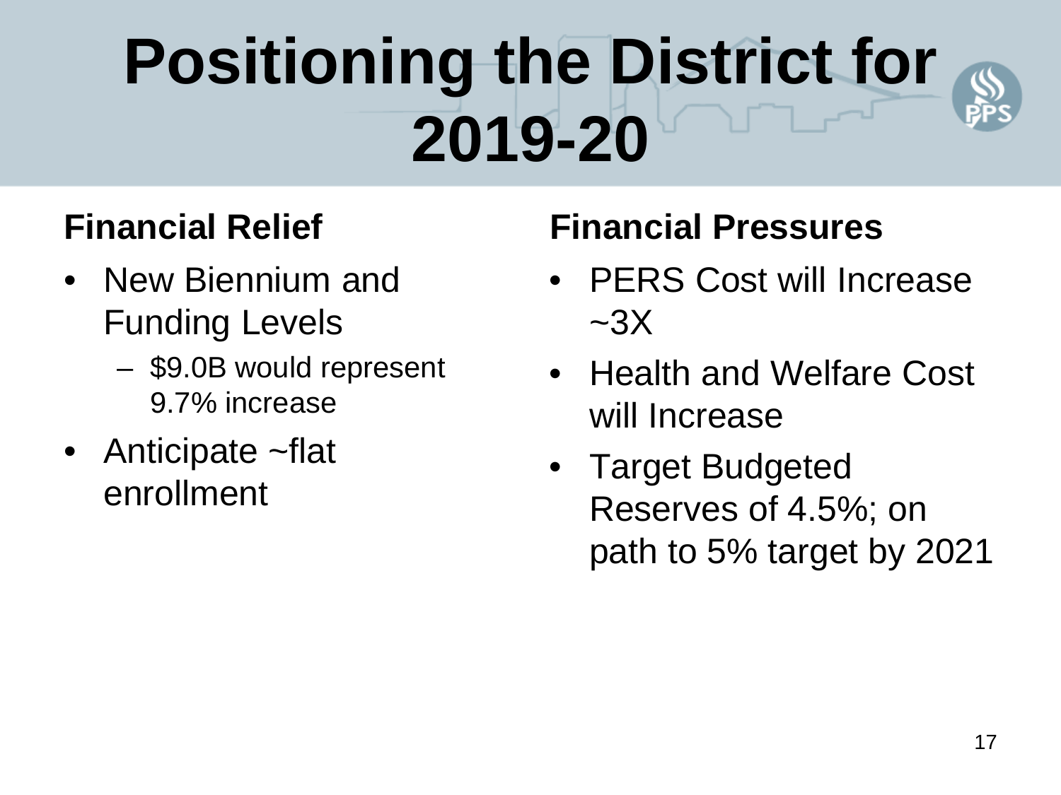# Positioning the District for 2019-20

## Financial Relief

- New Biennium and Funding Levels
  - $9.0B would represent 9.7% increase
- Anticipate ~flat enrollment

## Financial Pressures

- PERS Cost will Increase ~3X
- Health and Welfare Cost will Increase
- Target Budgeted Reserves of 4.5%; on path to 5% target by 2021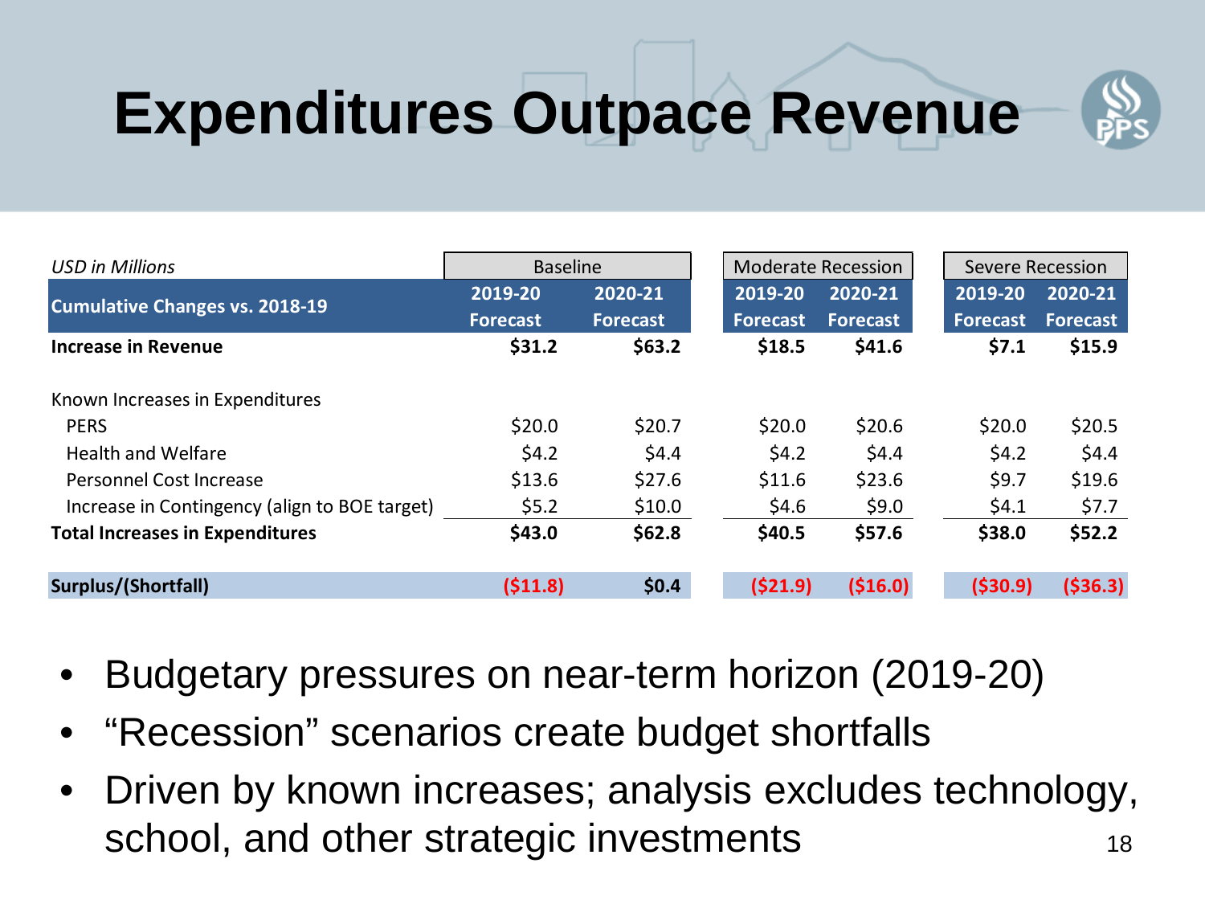# Expenditures Outpace Revenue

| *USD in Millions* | Baseline | | Moderate Recession | | Severe Recession | |
|---|---|---|---|---|---|---|
| **Cumulative Changes vs. 2018-19** | **2019-20 Forecast** | **2020-21 Forecast** | **2019-20 Forecast** | **2020-21 Forecast** | **2019-20 Forecast** | **2020-21 Forecast** |
| **Increase in Revenue** | **$31.2** | **$63.2** | **$18.5** | **$41.6** | **$7.1** | **$15.9** |
| Known Increases in Expenditures | | | | | | |
| PERS | $20.0 | $20.7 | $20.0 | $20.6 | $20.0 | $20.5 |
| Health and Welfare | $4.2 | $4.4 | $4.2 | $4.4 | $4.2 | $4.4 |
| Personnel Cost Increase | $13.6 | $27.6 | $11.6 | $23.6 | $9.7 | $19.6 |
| Increase in Contingency (align to BOE target) | $5.2 | $10.0 | $4.6 | $9.0 | $4.1 | $7.7 |
| **Total Increases in Expenditures** | **$43.0** | **$62.8** | **$40.5** | **$57.6** | **$38.0** | **$52.2** |
| **Surplus/(Shortfall)** | **($11.8)** | **$0.4** | **($21.9)** | **($16.0)** | **($30.9)** | **($36.3)** |

- Budgetary pressures on near-term horizon (2019-20)
- "Recession" scenarios create budget shortfalls
- Driven by known increases; analysis excludes technology, school, and other strategic investments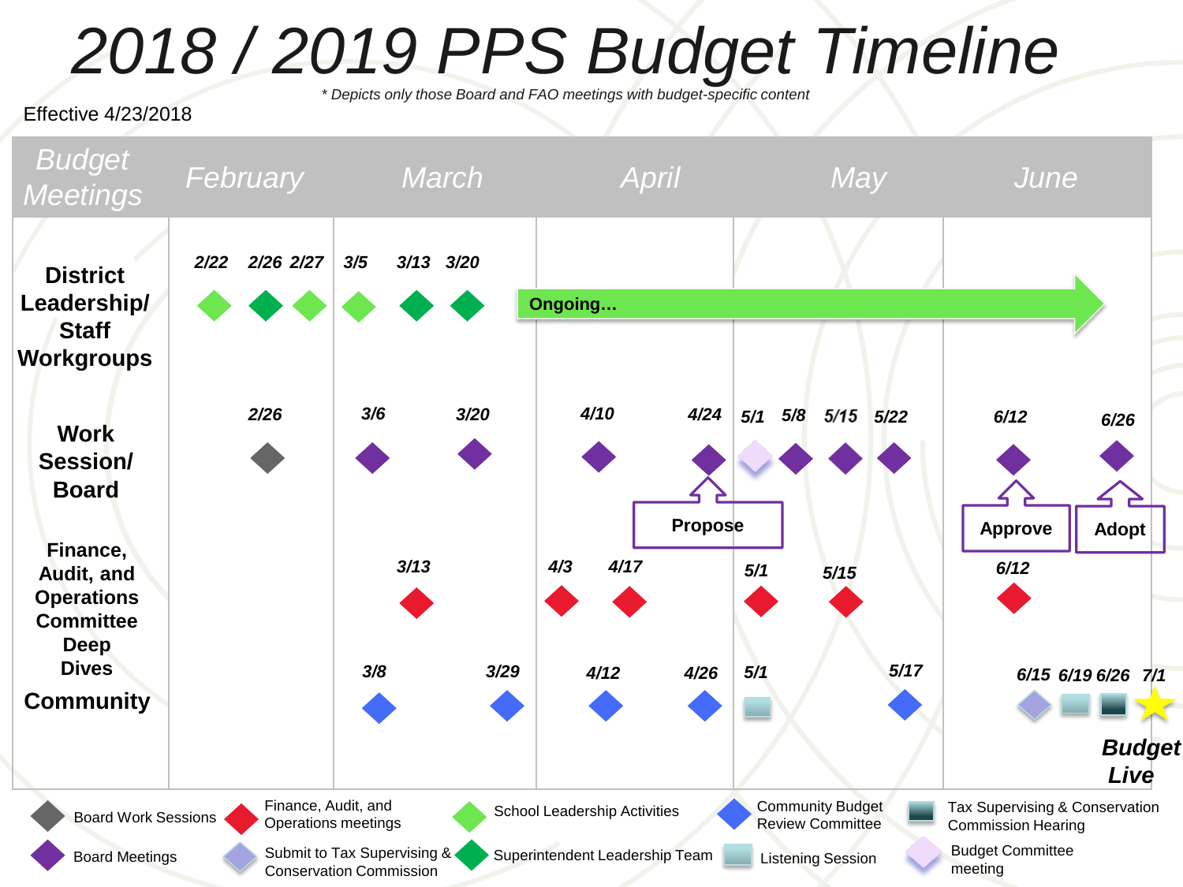# 2018 / 2019 PPS Budget Timeline

\* Depicts only those Board and FAO meetings with budget-specific content

Effective 4/23/2018

Budget Meetings

February

March

April

May

June

**District Leadership/ Staff Workgroups**

2/22 2/26 2/27 3/5 3/13 3/20

Ongoing…

**Work Session/ Board**

2/26 3/6 3/20 4/10 4/24 5/1 5/8 5/15 5/22 6/12 6/26

Propose

Approve

Adopt

**Finance, Audit, and Operations Committee Deep Dives**

3/13 4/3 4/17 5/1 5/15 6/12

**Community**

3/8 3/29 4/12 4/26 5/1 5/17 6/15 6/19 6/26 7/1

Budget Live

Board Work Sessions

Board Meetings

Finance, Audit, and Operations meetings

Submit to Tax Supervising & Conservation Commission

School Leadership Activities

Superintendent Leadership Team

Community Budget Review Committee

Listening Session

Tax Supervising & Conservation Commission Hearing

Budget Committee meeting